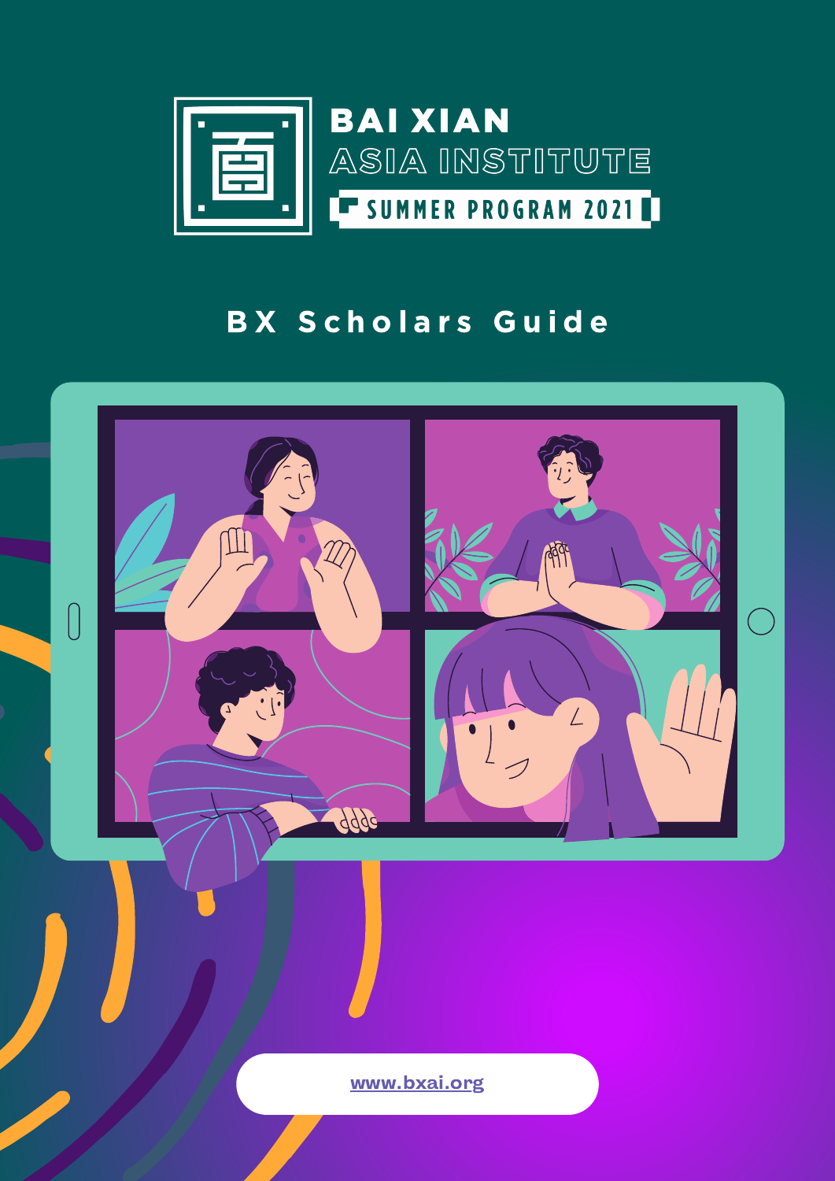# BAI XIAN ASIA INSTITUTE

SUMMER PROGRAM 2021

## BX Scholars Guide

www.bxai.org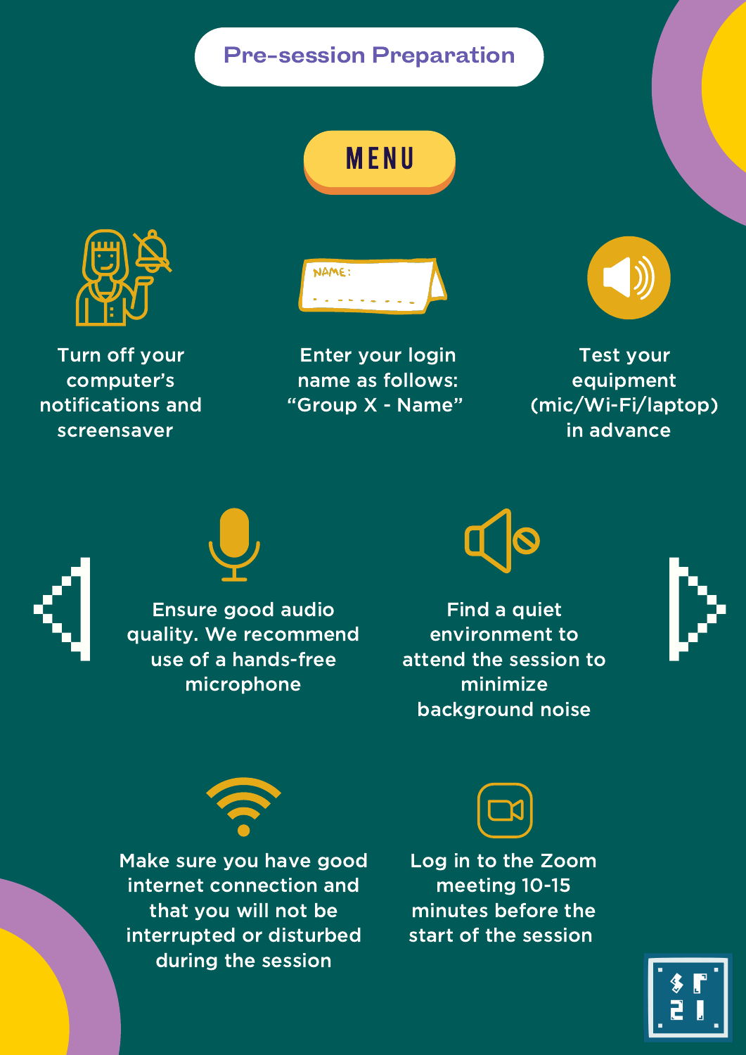# Pre-session Preparation

## MENU

- Turn off your computer's notifications and screensaver
- Enter your login name as follows: "Group X - Name"
- Test your equipment (mic/Wi-Fi/laptop) in advance
- Ensure good audio quality. We recommend use of a hands-free microphone
- Find a quiet environment to attend the session to minimize background noise
- Make sure you have good internet connection and that you will not be interrupted or disturbed during the session
- Log in to the Zoom meeting 10-15 minutes before the start of the session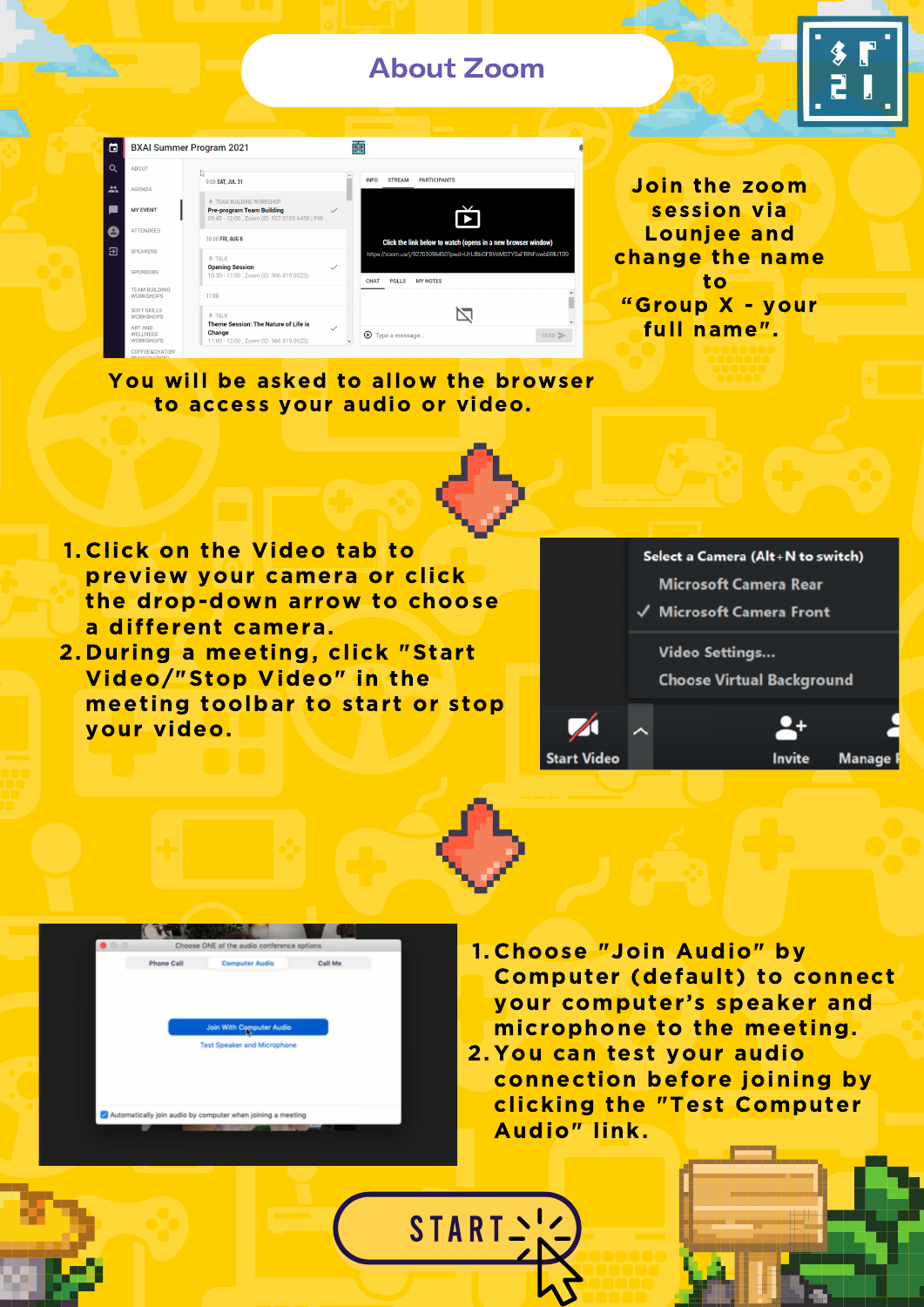# About Zoom

Join the zoom session via Lounjee and change the name to "Group X - your full name".

You will be asked to allow the browser to access your audio or video.

1. Click on the Video tab to preview your camera or click the drop-down arrow to choose a different camera.
2. During a meeting, click "Start Video/"Stop Video" in the meeting toolbar to start or stop your video.

1. Choose "Join Audio" by Computer (default) to connect your computer's speaker and microphone to the meeting.
2. You can test your audio connection before joining by clicking the "Test Computer Audio" link.

START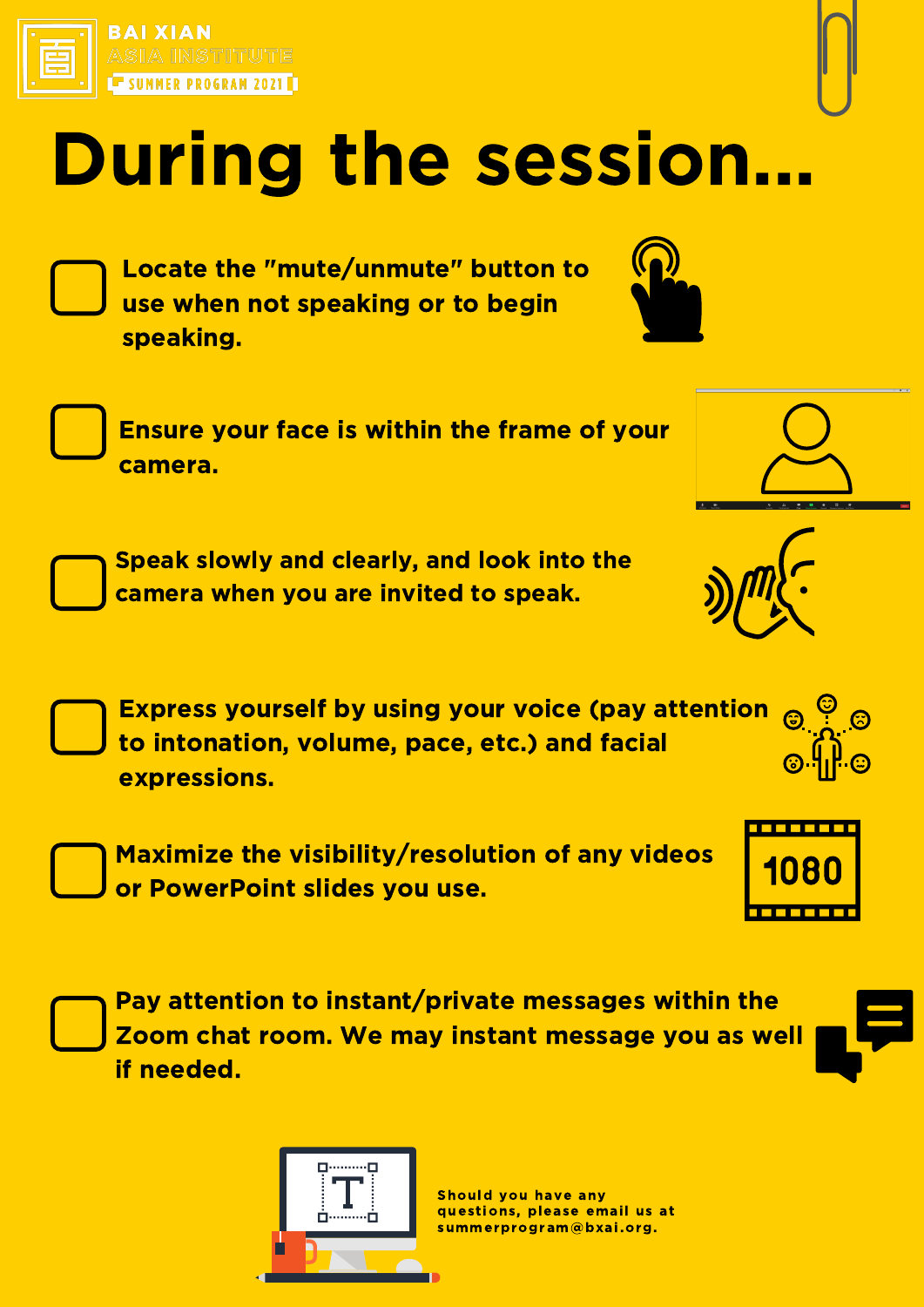BAI XIAN
ASIA INSTITUTE
SUMMER PROGRAM 2021

# During the session...

- [ ] Locate the "mute/unmute" button to use when not speaking or to begin speaking.
- [ ] Ensure your face is within the frame of your camera.
- [ ] Speak slowly and clearly, and look into the camera when you are invited to speak.
- [ ] Express yourself by using your voice (pay attention to intonation, volume, pace, etc.) and facial expressions.
- [ ] Maximize the visibility/resolution of any videos or PowerPoint slides you use.
- [ ] Pay attention to instant/private messages within the Zoom chat room. We may instant message you as well if needed.

Should you have any questions, please email us at summerprogram@bxai.org.